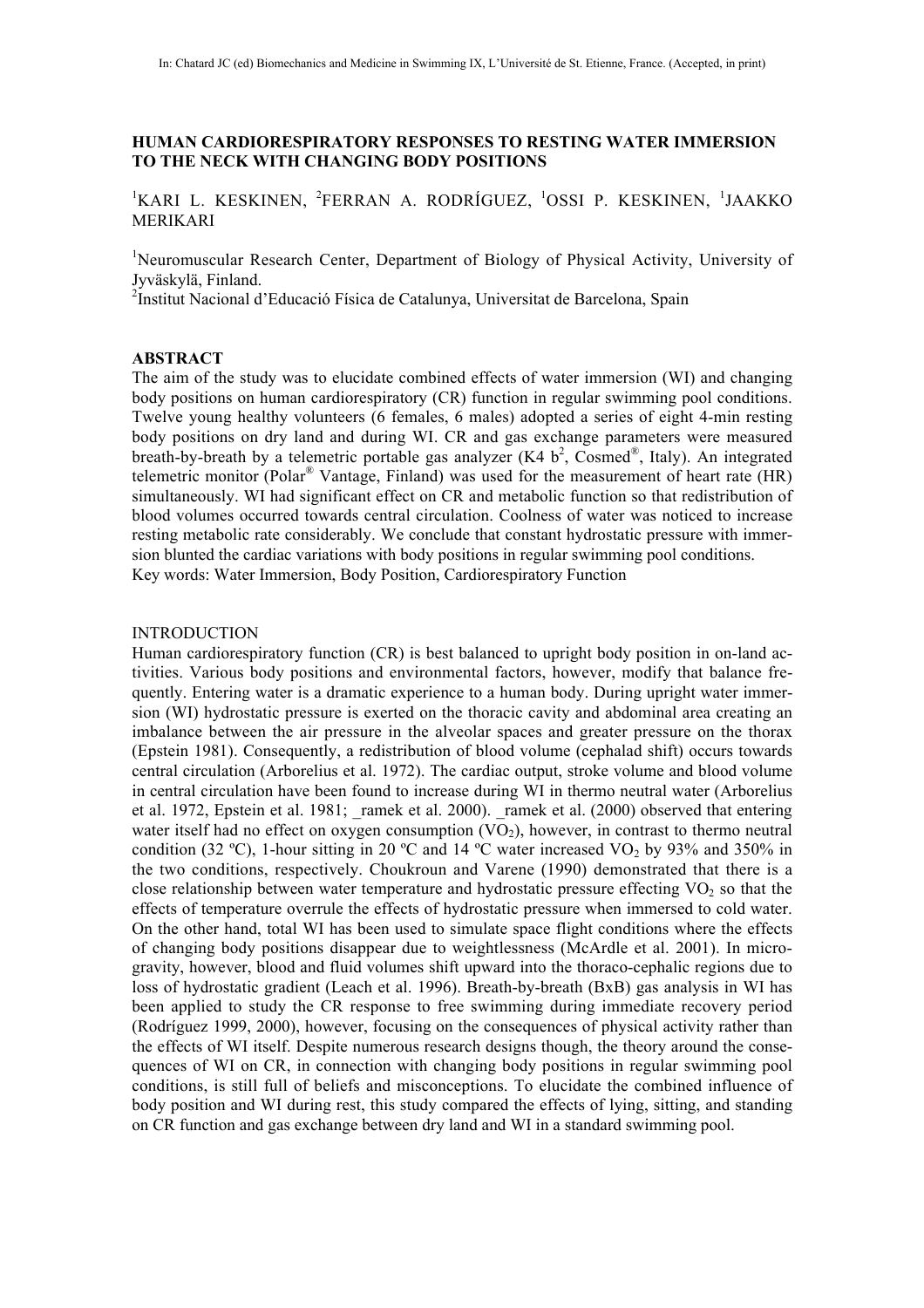In: Chatard JC (ed) Biomechanics and Medicine in Swimming IX, L'Université de St. Etienne, France. (Accepted, in print)

# HUMAN CARDIORESPIRATORY RESPONSES TO RESTING WATER IMMERSION TO THE NECK WITH CHANGING BODY POSITIONS

[1]KARI L. KESKINEN, [2]FERRAN A. RODRÍGUEZ, [1]OSSI P. KESKINEN, [1]JAAKKO MERIKARI

[1]Neuromuscular Research Center, Department of Biology of Physical Activity, University of Jyväskylä, Finland.
[2]Institut Nacional d'Educació Física de Catalunya, Universitat de Barcelona, Spain

## ABSTRACT

The aim of the study was to elucidate combined effects of water immersion (WI) and changing body positions on human cardiorespiratory (CR) function in regular swimming pool conditions. Twelve young healthy volunteers (6 females, 6 males) adopted a series of eight 4-min resting body positions on dry land and during WI. CR and gas exchange parameters were measured breath-by-breath by a telemetric portable gas analyzer (K4 b[2], Cosmed®, Italy). An integrated telemetric monitor (Polar® Vantage, Finland) was used for the measurement of heart rate (HR) simultaneously. WI had significant effect on CR and metabolic function so that redistribution of blood volumes occurred towards central circulation. Coolness of water was noticed to increase resting metabolic rate considerably. We conclude that constant hydrostatic pressure with immersion blunted the cardiac variations with body positions in regular swimming pool conditions.
Key words: Water Immersion, Body Position, Cardiorespiratory Function

## INTRODUCTION

Human cardiorespiratory function (CR) is best balanced to upright body position in on-land activities. Various body positions and environmental factors, however, modify that balance frequently. Entering water is a dramatic experience to a human body. During upright water immersion (WI) hydrostatic pressure is exerted on the thoracic cavity and abdominal area creating an imbalance between the air pressure in the alveolar spaces and greater pressure on the thorax (Epstein 1981). Consequently, a redistribution of blood volume (cephalad shift) occurs towards central circulation (Arborelius et al. 1972). The cardiac output, stroke volume and blood volume in central circulation have been found to increase during WI in thermo neutral water (Arborelius et al. 1972, Epstein et al. 1981; _ramek et al. 2000). _ramek et al. (2000) observed that entering water itself had no effect on oxygen consumption ($VO_2$), however, in contrast to thermo neutral condition (32 ºC), 1-hour sitting in 20 ºC and 14 ºC water increased $VO_2$ by 93% and 350% in the two conditions, respectively. Choukroun and Varene (1990) demonstrated that there is a close relationship between water temperature and hydrostatic pressure effecting $VO_2$ so that the effects of temperature overrule the effects of hydrostatic pressure when immersed to cold water. On the other hand, total WI has been used to simulate space flight conditions where the effects of changing body positions disappear due to weightlessness (McArdle et al. 2001). In microgravity, however, blood and fluid volumes shift upward into the thoraco-cephalic regions due to loss of hydrostatic gradient (Leach et al. 1996). Breath-by-breath (BxB) gas analysis in WI has been applied to study the CR response to free swimming during immediate recovery period (Rodríguez 1999, 2000), however, focusing on the consequences of physical activity rather than the effects of WI itself. Despite numerous research designs though, the theory around the consequences of WI on CR, in connection with changing body positions in regular swimming pool conditions, is still full of beliefs and misconceptions. To elucidate the combined influence of body position and WI during rest, this study compared the effects of lying, sitting, and standing on CR function and gas exchange between dry land and WI in a standard swimming pool.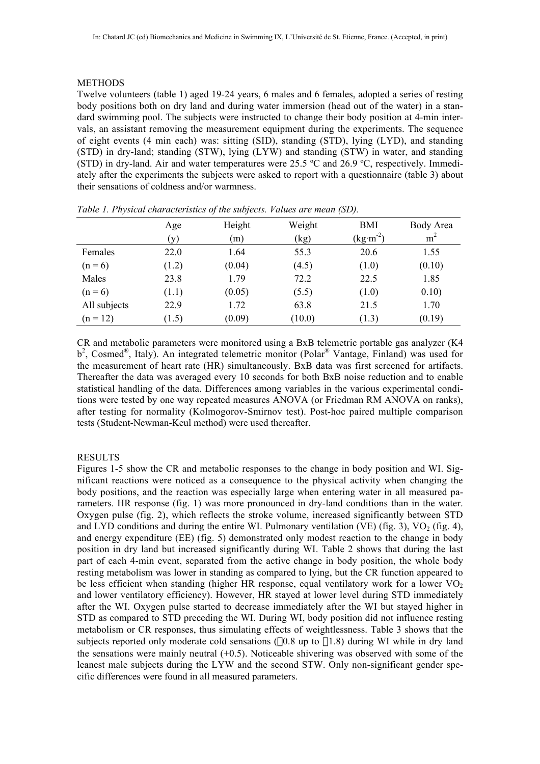## METHODS

Twelve volunteers (table 1) aged 19-24 years, 6 males and 6 females, adopted a series of resting body positions both on dry land and during water immersion (head out of the water) in a standard swimming pool. The subjects were instructed to change their body position at 4-min intervals, an assistant removing the measurement equipment during the experiments. The sequence of eight events (4 min each) was: sitting (SID), standing (STD), lying (LYD), and standing (STD) in dry-land; standing (STW), lying (LYW) and standing (STW) in water, and standing (STD) in dry-land. Air and water temperatures were 25.5 ºC and 26.9 ºC, respectively. Immediately after the experiments the subjects were asked to report with a questionnaire (table 3) about their sensations of coldness and/or warmness.

*Table 1. Physical characteristics of the subjects. Values are mean (SD).*

| | Age (y) | Height (m) | Weight (kg) | BMI ($kg \cdot m^{-2}$) | Body Area $m^2$ |
|---|---|---|---|---|---|
| Females | 22.0 | 1.64 | 55.3 | 20.6 | 1.55 |
| (n = 6) | (1.2) | (0.04) | (4.5) | (1.0) | (0.10) |
| Males | 23.8 | 1.79 | 72.2 | 22.5 | 1.85 |
| (n = 6) | (1.1) | (0.05) | (5.5) | (1.0) | 0.10) |
| All subjects | 22.9 | 1.72 | 63.8 | 21.5 | 1.70 |
| (n = 12) | (1.5) | (0.09) | (10.0) | (1.3) | (0.19) |

CR and metabolic parameters were monitored using a BxB telemetric portable gas analyzer (K4 $b^2$, Cosmed®, Italy). An integrated telemetric monitor (Polar® Vantage, Finland) was used for the measurement of heart rate (HR) simultaneously. BxB data was first screened for artifacts. Thereafter the data was averaged every 10 seconds for both BxB noise reduction and to enable statistical handling of the data. Differences among variables in the various experimental conditions were tested by one way repeated measures ANOVA (or Friedman RM ANOVA on ranks), after testing for normality (Kolmogorov-Smirnov test). Post-hoc paired multiple comparison tests (Student-Newman-Keul method) were used thereafter.

## RESULTS

Figures 1-5 show the CR and metabolic responses to the change in body position and WI. Significant reactions were noticed as a consequence to the physical activity when changing the body positions, and the reaction was especially large when entering water in all measured parameters. HR response (fig. 1) was more pronounced in dry-land conditions than in the water. Oxygen pulse (fig. 2), which reflects the stroke volume, increased significantly between STD and LYD conditions and during the entire WI. Pulmonary ventilation (VE) (fig. 3), $VO_2$ (fig. 4), and energy expenditure (EE) (fig. 5) demonstrated only modest reaction to the change in body position in dry land but increased significantly during WI. Table 2 shows that during the last part of each 4-min event, separated from the active change in body position, the whole body resting metabolism was lower in standing as compared to lying, but the CR function appeared to be less efficient when standing (higher HR response, equal ventilatory work for a lower $VO_2$ and lower ventilatory efficiency). However, HR stayed at lower level during STD immediately after the WI. Oxygen pulse started to decrease immediately after the WI but stayed higher in STD as compared to STD preceding the WI. During WI, body position did not influence resting metabolism or CR responses, thus simulating effects of weightlessness. Table 3 shows that the subjects reported only moderate cold sensations (−0.8 up to −1.8) during WI while in dry land the sensations were mainly neutral (+0.5). Noticeable shivering was observed with some of the leanest male subjects during the LYW and the second STW. Only non-significant gender specific differences were found in all measured parameters.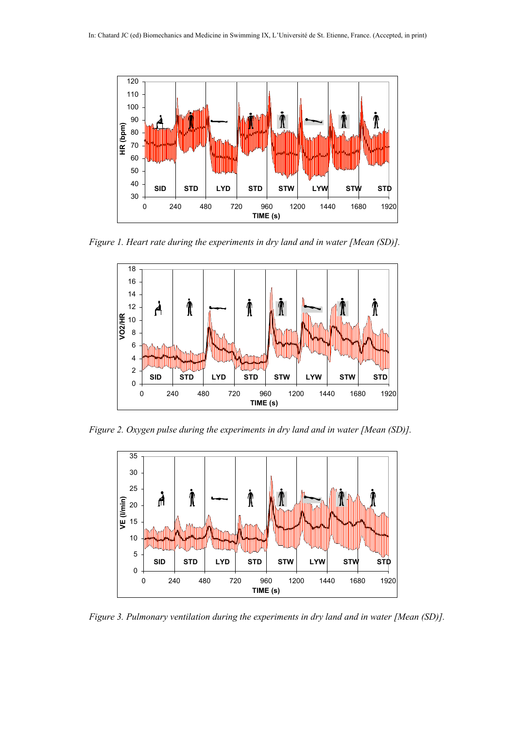*Figure 1. Heart rate during the experiments in dry land and in water [Mean (SD)].*

*Figure 2. Oxygen pulse during the experiments in dry land and in water [Mean (SD)].*

*Figure 3. Pulmonary ventilation during the experiments in dry land and in water [Mean (SD)].*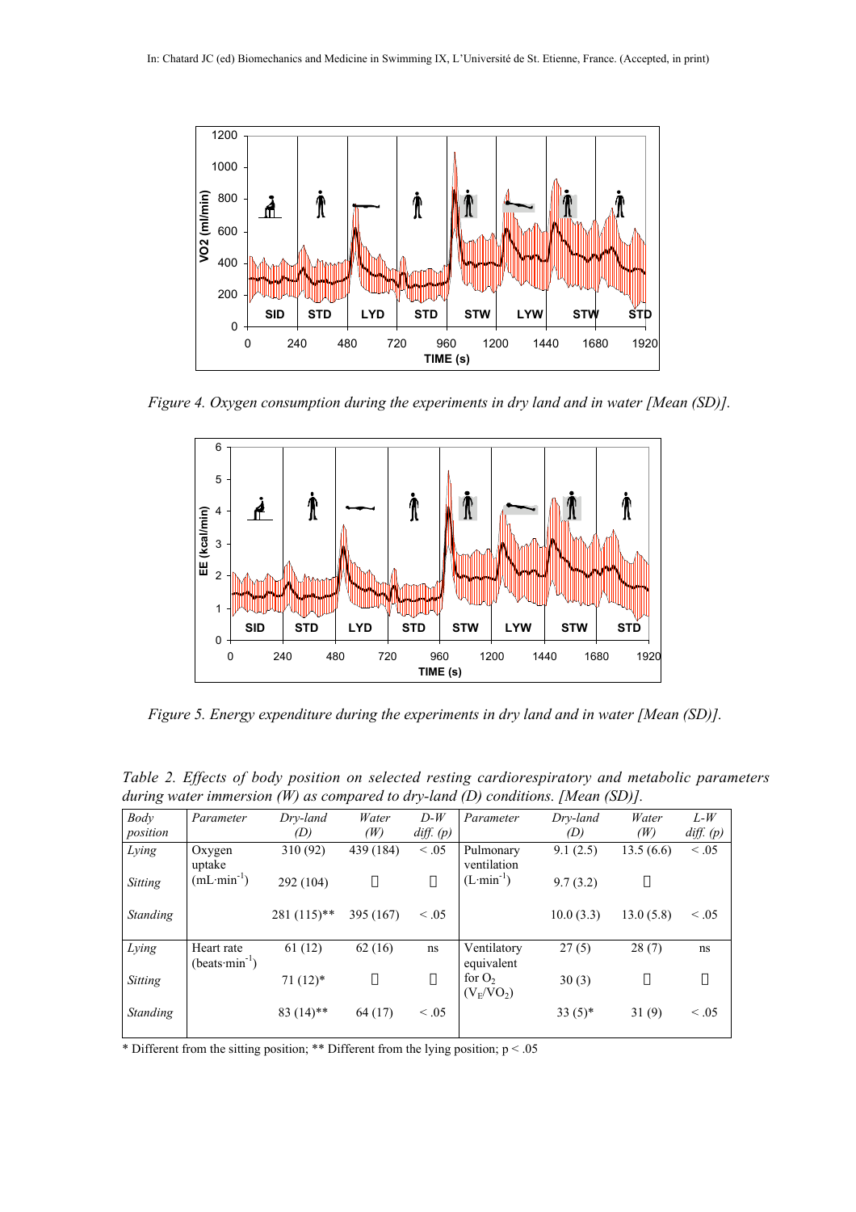Figure 4. Oxygen consumption during the experiments in dry land and in water [Mean (SD)].

Figure 5. Energy expenditure during the experiments in dry land and in water [Mean (SD)].

*Table 2. Effects of body position on selected resting cardiorespiratory and metabolic parameters during water immersion (W) as compared to dry-land (D) conditions. [Mean (SD)].*

| *Body position* | *Parameter* | *Dry-land (D)* | *Water (W)* | *D-W diff. (p)* | *Parameter* | *Dry-land (D)* | *Water (W)* | *L-W diff. (p)* |
|---|---|---|---|---|---|---|---|---|
| *Lying* | Oxygen uptake ($mL \cdot min^{-1}$) | 310 (92) | 439 (184) | < .05 | Pulmonary ventilation ($L \cdot min^{-1}$) | 9.1 (2.5) | 13.5 (6.6) | < .05 |
| *Sitting* | | 292 (104) | | | | 9.7 (3.2) | | |
| *Standing* | | 281 (115)** | 395 (167) | < .05 | | 10.0 (3.3) | 13.0 (5.8) | < .05 |
| *Lying* | Heart rate ($beats \cdot min^{-1}$) | 61 (12) | 62 (16) | ns | Ventilatory equivalent for $O_2$ ($V_E/VO_2$) | 27 (5) | 28 (7) | ns |
| *Sitting* | | 71 (12)* | | | | 30 (3) | | |
| *Standing* | | 83 (14)** | 64 (17) | < .05 | | 33 (5)* | 31 (9) | < .05 |

\* Different from the sitting position; ** Different from the lying position; $p < .05$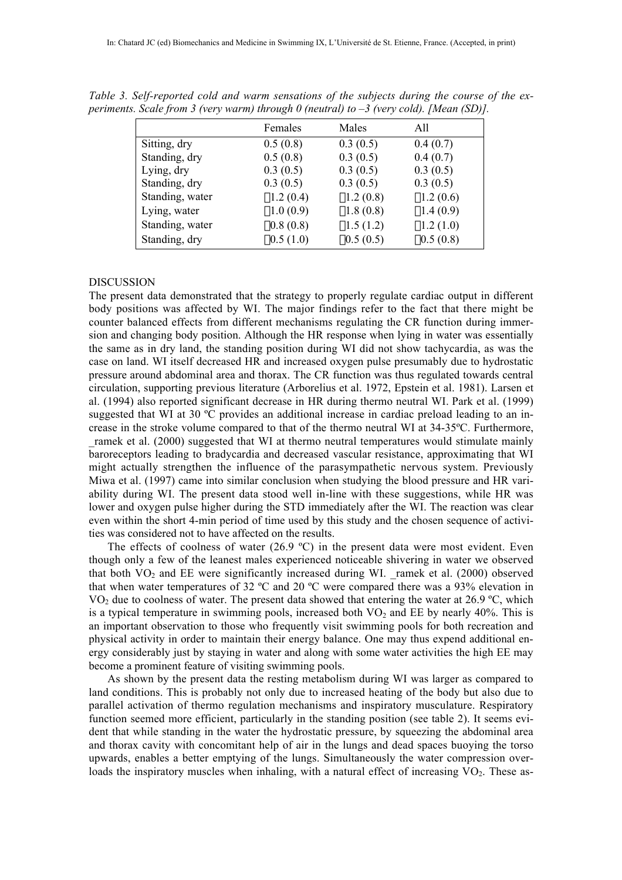*Table 3. Self-reported cold and warm sensations of the subjects during the course of the experiments. Scale from 3 (very warm) through 0 (neutral) to –3 (very cold). [Mean (SD)].*

| | Females | Males | All |
|---|---|---|---|
| Sitting, dry | 0.5 (0.8) | 0.3 (0.5) | 0.4 (0.7) |
| Standing, dry | 0.5 (0.8) | 0.3 (0.5) | 0.4 (0.7) |
| Lying, dry | 0.3 (0.5) | 0.3 (0.5) | 0.3 (0.5) |
| Standing, dry | 0.3 (0.5) | 0.3 (0.5) | 0.3 (0.5) |
| Standing, water | −1.2 (0.4) | −1.2 (0.8) | −1.2 (0.6) |
| Lying, water | −1.0 (0.9) | −1.8 (0.8) | −1.4 (0.9) |
| Standing, water | −0.8 (0.8) | −1.5 (1.2) | −1.2 (1.0) |
| Standing, dry | −0.5 (1.0) | −0.5 (0.5) | −0.5 (0.8) |

## DISCUSSION

The present data demonstrated that the strategy to properly regulate cardiac output in different body positions was affected by WI. The major findings refer to the fact that there might be counter balanced effects from different mechanisms regulating the CR function during immersion and changing body position. Although the HR response when lying in water was essentially the same as in dry land, the standing position during WI did not show tachycardia, as was the case on land. WI itself decreased HR and increased oxygen pulse presumably due to hydrostatic pressure around abdominal area and thorax. The CR function was thus regulated towards central circulation, supporting previous literature (Arborelius et al. 1972, Epstein et al. 1981). Larsen et al. (1994) also reported significant decrease in HR during thermo neutral WI. Park et al. (1999) suggested that WI at 30 ºC provides an additional increase in cardiac preload leading to an increase in the stroke volume compared to that of the thermo neutral WI at 34-35ºC. Furthermore, _ramek et al. (2000) suggested that WI at thermo neutral temperatures would stimulate mainly baroreceptors leading to bradycardia and decreased vascular resistance, approximating that WI might actually strengthen the influence of the parasympathetic nervous system. Previously Miwa et al. (1997) came into similar conclusion when studying the blood pressure and HR variability during WI. The present data stood well in-line with these suggestions, while HR was lower and oxygen pulse higher during the STD immediately after the WI. The reaction was clear even within the short 4-min period of time used by this study and the chosen sequence of activities was considered not to have affected on the results.

The effects of coolness of water (26.9 ºC) in the present data were most evident. Even though only a few of the leanest males experienced noticeable shivering in water we observed that both $VO_2$ and EE were significantly increased during WI. _ramek et al. (2000) observed that when water temperatures of 32 ºC and 20 ºC were compared there was a 93% elevation in $VO_2$ due to coolness of water. The present data showed that entering the water at 26.9 ºC, which is a typical temperature in swimming pools, increased both $VO_2$ and EE by nearly 40%. This is an important observation to those who frequently visit swimming pools for both recreation and physical activity in order to maintain their energy balance. One may thus expend additional energy considerably just by staying in water and along with some water activities the high EE may become a prominent feature of visiting swimming pools.

As shown by the present data the resting metabolism during WI was larger as compared to land conditions. This is probably not only due to increased heating of the body but also due to parallel activation of thermo regulation mechanisms and inspiratory musculature. Respiratory function seemed more efficient, particularly in the standing position (see table 2). It seems evident that while standing in the water the hydrostatic pressure, by squeezing the abdominal area and thorax cavity with concomitant help of air in the lungs and dead spaces buoying the torso upwards, enables a better emptying of the lungs. Simultaneously the water compression overloads the inspiratory muscles when inhaling, with a natural effect of increasing $VO_2$. These as-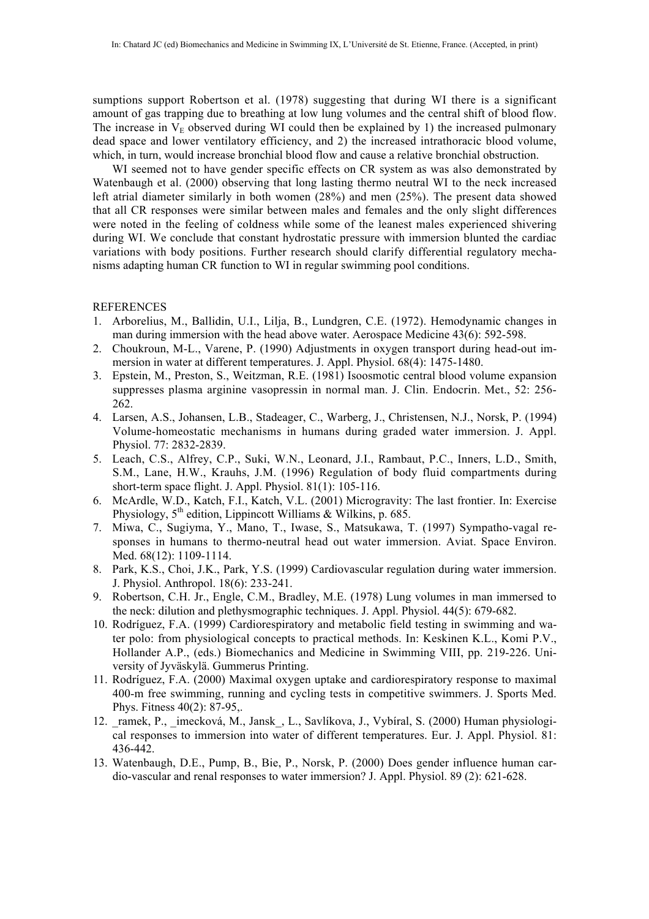sumptions support Robertson et al. (1978) suggesting that during WI there is a significant amount of gas trapping due to breathing at low lung volumes and the central shift of blood flow. The increase in $V_E$ observed during WI could then be explained by 1) the increased pulmonary dead space and lower ventilatory efficiency, and 2) the increased intrathoracic blood volume, which, in turn, would increase bronchial blood flow and cause a relative bronchial obstruction.

WI seemed not to have gender specific effects on CR system as was also demonstrated by Watenbaugh et al. (2000) observing that long lasting thermo neutral WI to the neck increased left atrial diameter similarly in both women (28%) and men (25%). The present data showed that all CR responses were similar between males and females and the only slight differences were noted in the feeling of coldness while some of the leanest males experienced shivering during WI. We conclude that constant hydrostatic pressure with immersion blunted the cardiac variations with body positions. Further research should clarify differential regulatory mechanisms adapting human CR function to WI in regular swimming pool conditions.

## REFERENCES

1. Arborelius, M., Ballidin, U.I., Lilja, B., Lundgren, C.E. (1972). Hemodynamic changes in man during immersion with the head above water. Aerospace Medicine 43(6): 592-598.
2. Choukroun, M-L., Varene, P. (1990) Adjustments in oxygen transport during head-out immersion in water at different temperatures. J. Appl. Physiol. 68(4): 1475-1480.
3. Epstein, M., Preston, S., Weitzman, R.E. (1981) Isoosmotic central blood volume expansion suppresses plasma arginine vasopressin in normal man. J. Clin. Endocrin. Met., 52: 256-262.
4. Larsen, A.S., Johansen, L.B., Stadeager, C., Warberg, J., Christensen, N.J., Norsk, P. (1994) Volume-homeostatic mechanisms in humans during graded water immersion. J. Appl. Physiol. 77: 2832-2839.
5. Leach, C.S., Alfrey, C.P., Suki, W.N., Leonard, J.I., Rambaut, P.C., Inners, L.D., Smith, S.M., Lane, H.W., Krauhs, J.M. (1996) Regulation of body fluid compartments during short-term space flight. J. Appl. Physiol. 81(1): 105-116.
6. McArdle, W.D., Katch, F.I., Katch, V.L. (2001) Microgravity: The last frontier. In: Exercise Physiology, 5th edition, Lippincott Williams & Wilkins, p. 685.
7. Miwa, C., Sugiyma, Y., Mano, T., Iwase, S., Matsukawa, T. (1997) Sympatho-vagal responses in humans to thermo-neutral head out water immersion. Aviat. Space Environ. Med. 68(12): 1109-1114.
8. Park, K.S., Choi, J.K., Park, Y.S. (1999) Cardiovascular regulation during water immersion. J. Physiol. Anthropol. 18(6): 233-241.
9. Robertson, C.H. Jr., Engle, C.M., Bradley, M.E. (1978) Lung volumes in man immersed to the neck: dilution and plethysmographic techniques. J. Appl. Physiol. 44(5): 679-682.
10. Rodríguez, F.A. (1999) Cardiorespiratory and metabolic field testing in swimming and water polo: from physiological concepts to practical methods. In: Keskinen K.L., Komi P.V., Hollander A.P., (eds.) Biomechanics and Medicine in Swimming VIII, pp. 219-226. University of Jyväskylä. Gummerus Printing.
11. Rodríguez, F.A. (2000) Maximal oxygen uptake and cardiorespiratory response to maximal 400-m free swimming, running and cycling tests in competitive swimmers. J. Sports Med. Phys. Fitness 40(2): 87-95,.
12. _ramek, P., _imecková, M., Jansk_, L., Savlíkova, J., Vybíral, S. (2000) Human physiological responses to immersion into water of different temperatures. Eur. J. Appl. Physiol. 81: 436-442.
13. Watenbaugh, D.E., Pump, B., Bie, P., Norsk, P. (2000) Does gender influence human cardio-vascular and renal responses to water immersion? J. Appl. Physiol. 89 (2): 621-628.